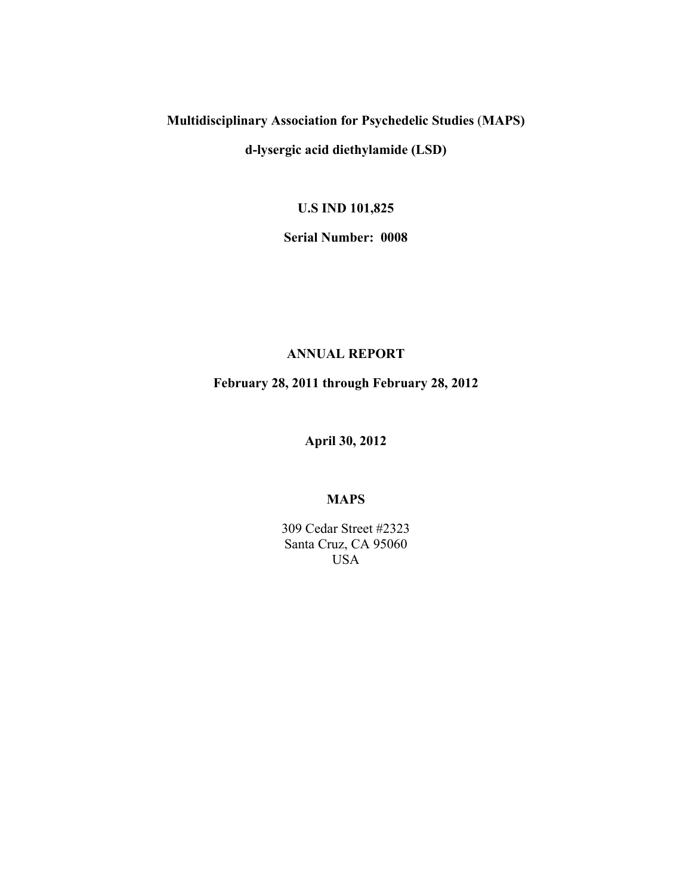**Multidisciplinary Association for Psychedelic Studies (MAPS)**

**d-lysergic acid diethylamide (LSD)**

**U.S IND 101,825**

**Serial Number: 0008**

**ANNUAL REPORT**

**February 28, 2011 through February 28, 2012**

**April 30, 2012**

**MAPS**

309 Cedar Street #2323
Santa Cruz, CA 95060
USA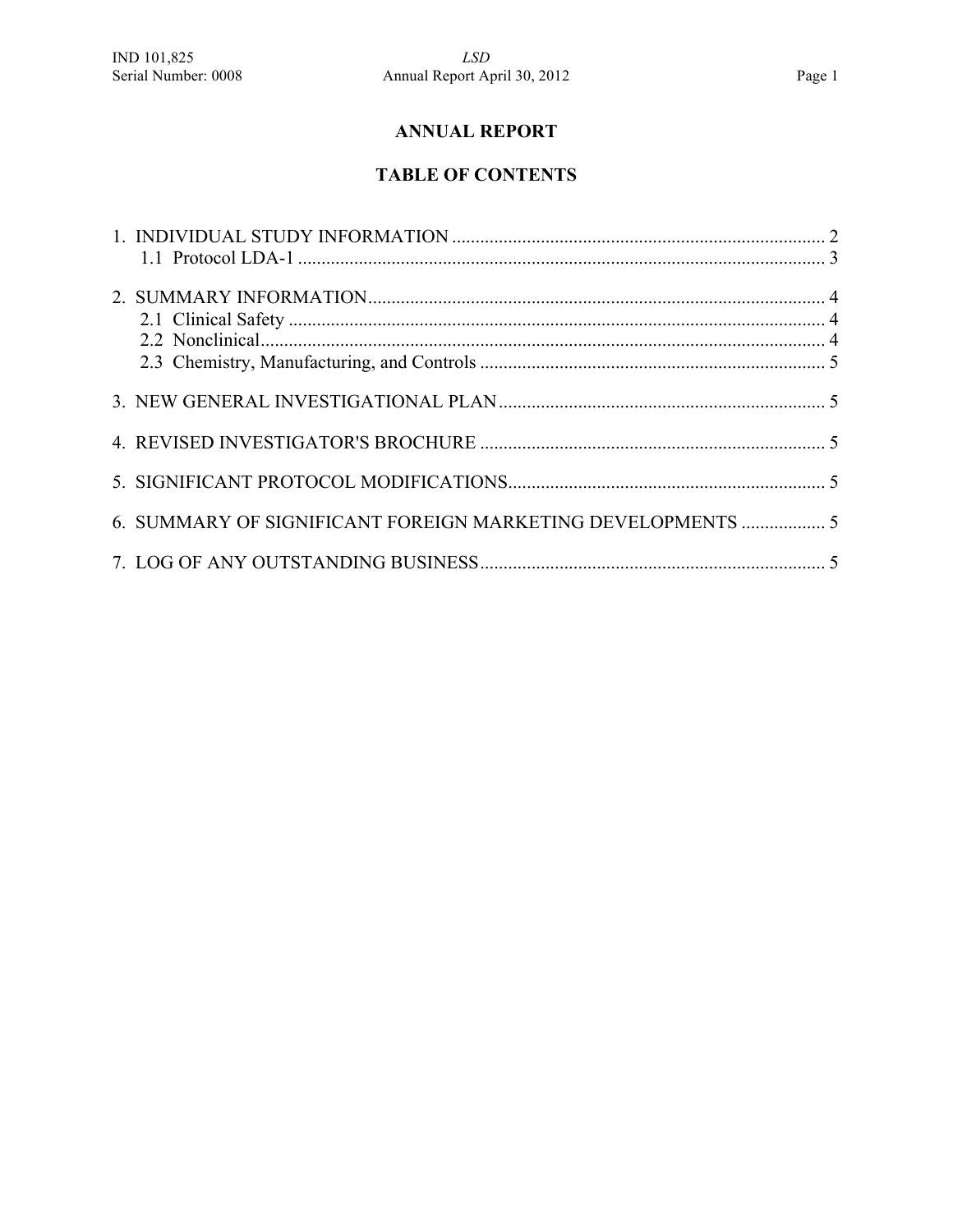# ANNUAL REPORT

## TABLE OF CONTENTS

1. INDIVIDUAL STUDY INFORMATION ..... 2
   - 1.1 Protocol LDA-1 ..... 3
2. SUMMARY INFORMATION ..... 4
   - 2.1 Clinical Safety ..... 4
   - 2.2 Nonclinical ..... 4
   - 2.3 Chemistry, Manufacturing, and Controls ..... 5
3. NEW GENERAL INVESTIGATIONAL PLAN ..... 5
4. REVISED INVESTIGATOR'S BROCHURE ..... 5
5. SIGNIFICANT PROTOCOL MODIFICATIONS ..... 5
6. SUMMARY OF SIGNIFICANT FOREIGN MARKETING DEVELOPMENTS ..... 5
7. LOG OF ANY OUTSTANDING BUSINESS ..... 5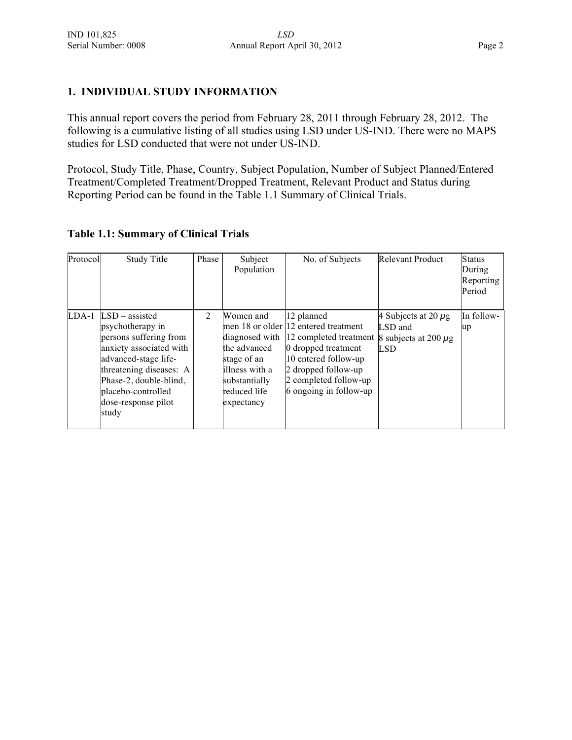## 1. INDIVIDUAL STUDY INFORMATION

This annual report covers the period from February 28, 2011 through February 28, 2012. The following is a cumulative listing of all studies using LSD under US-IND. There were no MAPS studies for LSD conducted that were not under US-IND.

Protocol, Study Title, Phase, Country, Subject Population, Number of Subject Planned/Entered Treatment/Completed Treatment/Dropped Treatment, Relevant Product and Status during Reporting Period can be found in the Table 1.1 Summary of Clinical Trials.

**Table 1.1: Summary of Clinical Trials**

| Protocol | Study Title | Phase | Subject Population | No. of Subjects | Relevant Product | Status During Reporting Period |
|---|---|---|---|---|---|---|
| LDA-1 | LSD – assisted psychotherapy in persons suffering from anxiety associated with advanced-stage life-threatening diseases: A Phase-2, double-blind, placebo-controlled dose-response pilot study | 2 | Women and men 18 or older diagnosed with the advanced stage of an illness with a substantially reduced life expectancy | 12 planned<br>12 entered treatment<br>12 completed treatment<br>0 dropped treatment<br>10 entered follow-up<br>2 dropped follow-up<br>2 completed follow-up<br>6 ongoing in follow-up | 4 Subjects at 20 $\mu$g LSD and<br>8 subjects at 200 $\mu$g LSD | In follow-up |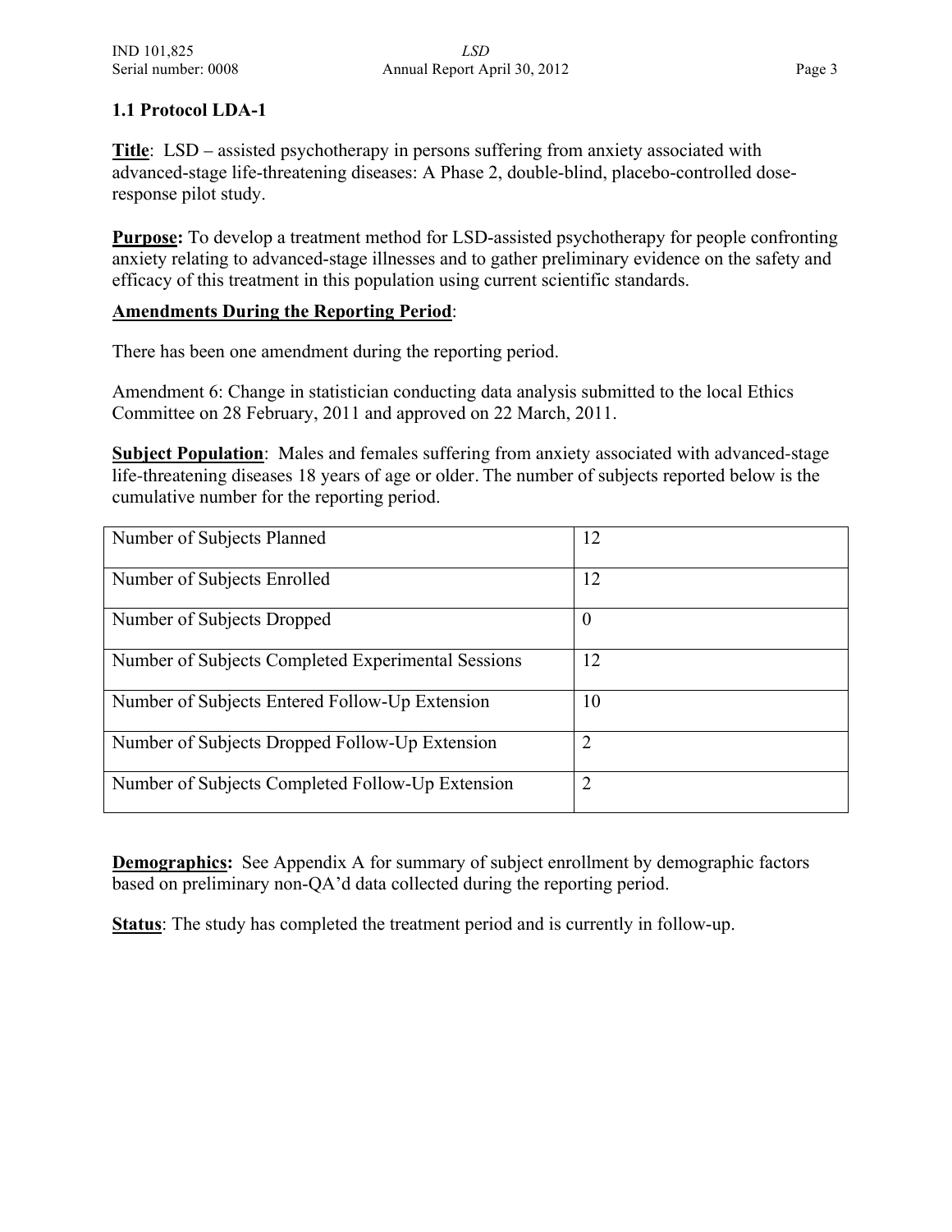## 1.1 Protocol LDA-1

**Title**: LSD – assisted psychotherapy in persons suffering from anxiety associated with advanced-stage life-threatening diseases: A Phase 2, double-blind, placebo-controlled dose-response pilot study.

**Purpose:** To develop a treatment method for LSD-assisted psychotherapy for people confronting anxiety relating to advanced-stage illnesses and to gather preliminary evidence on the safety and efficacy of this treatment in this population using current scientific standards.

**Amendments During the Reporting Period**:

There has been one amendment during the reporting period.

Amendment 6: Change in statistician conducting data analysis submitted to the local Ethics Committee on 28 February, 2011 and approved on 22 March, 2011.

**Subject Population**: Males and females suffering from anxiety associated with advanced-stage life-threatening diseases 18 years of age or older. The number of subjects reported below is the cumulative number for the reporting period.

| | |
|---|---|
| Number of Subjects Planned | 12 |
| Number of Subjects Enrolled | 12 |
| Number of Subjects Dropped | 0 |
| Number of Subjects Completed Experimental Sessions | 12 |
| Number of Subjects Entered Follow-Up Extension | 10 |
| Number of Subjects Dropped Follow-Up Extension | 2 |
| Number of Subjects Completed Follow-Up Extension | 2 |

**Demographics:** See Appendix A for summary of subject enrollment by demographic factors based on preliminary non-QA'd data collected during the reporting period.

**Status**: The study has completed the treatment period and is currently in follow-up.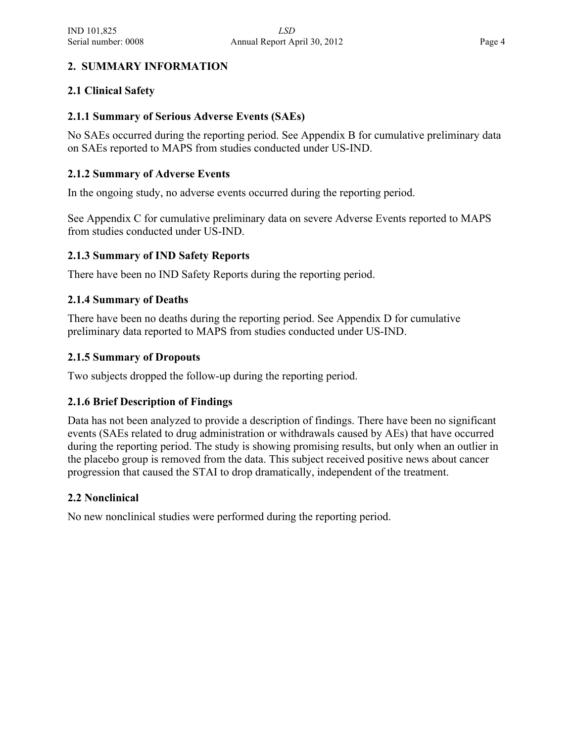## 2. SUMMARY INFORMATION

### 2.1 Clinical Safety

#### 2.1.1 Summary of Serious Adverse Events (SAEs)

No SAEs occurred during the reporting period. See Appendix B for cumulative preliminary data on SAEs reported to MAPS from studies conducted under US-IND.

#### 2.1.2 Summary of Adverse Events

In the ongoing study, no adverse events occurred during the reporting period.

See Appendix C for cumulative preliminary data on severe Adverse Events reported to MAPS from studies conducted under US-IND.

#### 2.1.3 Summary of IND Safety Reports

There have been no IND Safety Reports during the reporting period.

#### 2.1.4 Summary of Deaths

There have been no deaths during the reporting period. See Appendix D for cumulative preliminary data reported to MAPS from studies conducted under US-IND.

#### 2.1.5 Summary of Dropouts

Two subjects dropped the follow-up during the reporting period.

#### 2.1.6 Brief Description of Findings

Data has not been analyzed to provide a description of findings. There have been no significant events (SAEs related to drug administration or withdrawals caused by AEs) that have occurred during the reporting period. The study is showing promising results, but only when an outlier in the placebo group is removed from the data. This subject received positive news about cancer progression that caused the STAI to drop dramatically, independent of the treatment.

### 2.2 Nonclinical

No new nonclinical studies were performed during the reporting period.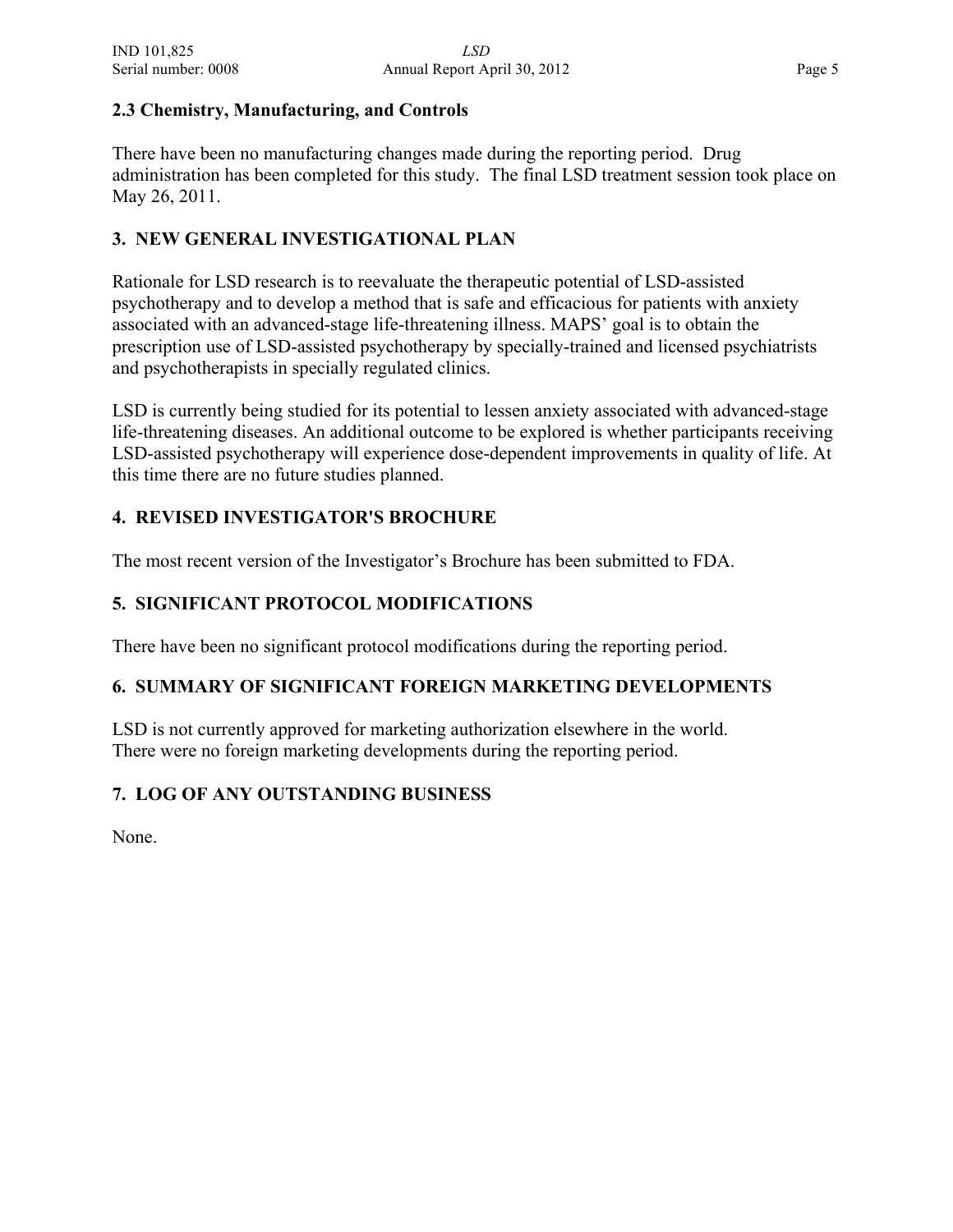### 2.3 Chemistry, Manufacturing, and Controls

There have been no manufacturing changes made during the reporting period. Drug administration has been completed for this study. The final LSD treatment session took place on May 26, 2011.

## 3. NEW GENERAL INVESTIGATIONAL PLAN

Rationale for LSD research is to reevaluate the therapeutic potential of LSD-assisted psychotherapy and to develop a method that is safe and efficacious for patients with anxiety associated with an advanced-stage life-threatening illness. MAPS' goal is to obtain the prescription use of LSD-assisted psychotherapy by specially-trained and licensed psychiatrists and psychotherapists in specially regulated clinics.

LSD is currently being studied for its potential to lessen anxiety associated with advanced-stage life-threatening diseases. An additional outcome to be explored is whether participants receiving LSD-assisted psychotherapy will experience dose-dependent improvements in quality of life. At this time there are no future studies planned.

## 4. REVISED INVESTIGATOR'S BROCHURE

The most recent version of the Investigator's Brochure has been submitted to FDA.

## 5. SIGNIFICANT PROTOCOL MODIFICATIONS

There have been no significant protocol modifications during the reporting period.

## 6. SUMMARY OF SIGNIFICANT FOREIGN MARKETING DEVELOPMENTS

LSD is not currently approved for marketing authorization elsewhere in the world. There were no foreign marketing developments during the reporting period.

## 7. LOG OF ANY OUTSTANDING BUSINESS

None.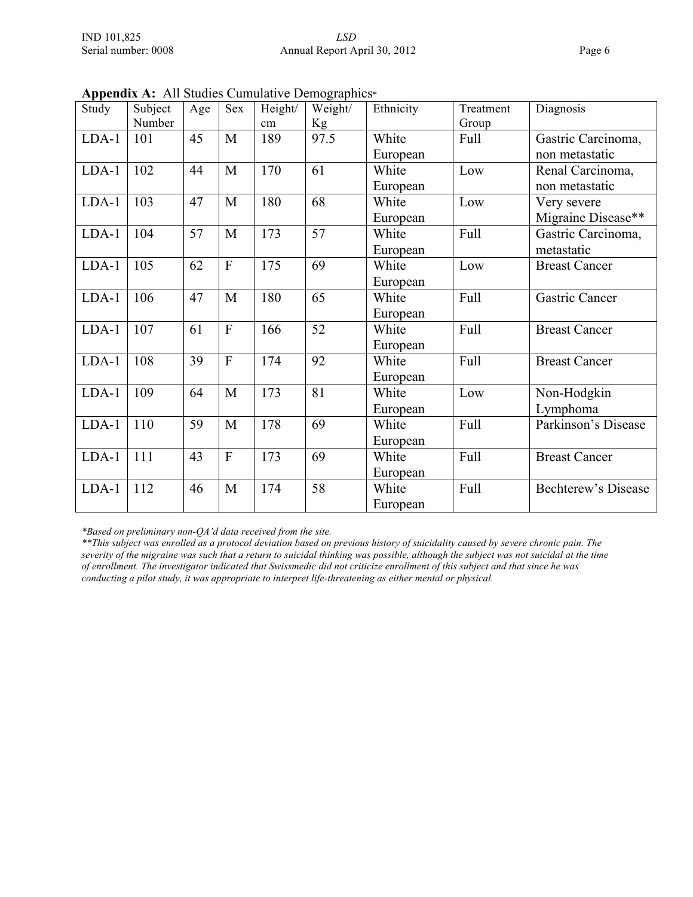**Appendix A:** All Studies Cumulative Demographics*

| Study | Subject Number | Age | Sex | Height/ cm | Weight/ Kg | Ethnicity | Treatment Group | Diagnosis |
|---|---|---|---|---|---|---|---|---|
| LDA-1 | 101 | 45 | M | 189 | 97.5 | White European | Full | Gastric Carcinoma, non metastatic |
| LDA-1 | 102 | 44 | M | 170 | 61 | White European | Low | Renal Carcinoma, non metastatic |
| LDA-1 | 103 | 47 | M | 180 | 68 | White European | Low | Very severe Migraine Disease** |
| LDA-1 | 104 | 57 | M | 173 | 57 | White European | Full | Gastric Carcinoma, metastatic |
| LDA-1 | 105 | 62 | F | 175 | 69 | White European | Low | Breast Cancer |
| LDA-1 | 106 | 47 | M | 180 | 65 | White European | Full | Gastric Cancer |
| LDA-1 | 107 | 61 | F | 166 | 52 | White European | Full | Breast Cancer |
| LDA-1 | 108 | 39 | F | 174 | 92 | White European | Full | Breast Cancer |
| LDA-1 | 109 | 64 | M | 173 | 81 | White European | Low | Non-Hodgkin Lymphoma |
| LDA-1 | 110 | 59 | M | 178 | 69 | White European | Full | Parkinson's Disease |
| LDA-1 | 111 | 43 | F | 173 | 69 | White European | Full | Breast Cancer |
| LDA-1 | 112 | 46 | M | 174 | 58 | White European | Full | Bechterew's Disease |

*\*Based on preliminary non-QA'd data received from the site.*

*\*\*This subject was enrolled as a protocol deviation based on previous history of suicidality caused by severe chronic pain. The severity of the migraine was such that a return to suicidal thinking was possible, although the subject was not suicidal at the time of enrollment. The investigator indicated that Swissmedic did not criticize enrollment of this subject and that since he was conducting a pilot study, it was appropriate to interpret life-threatening as either mental or physical.*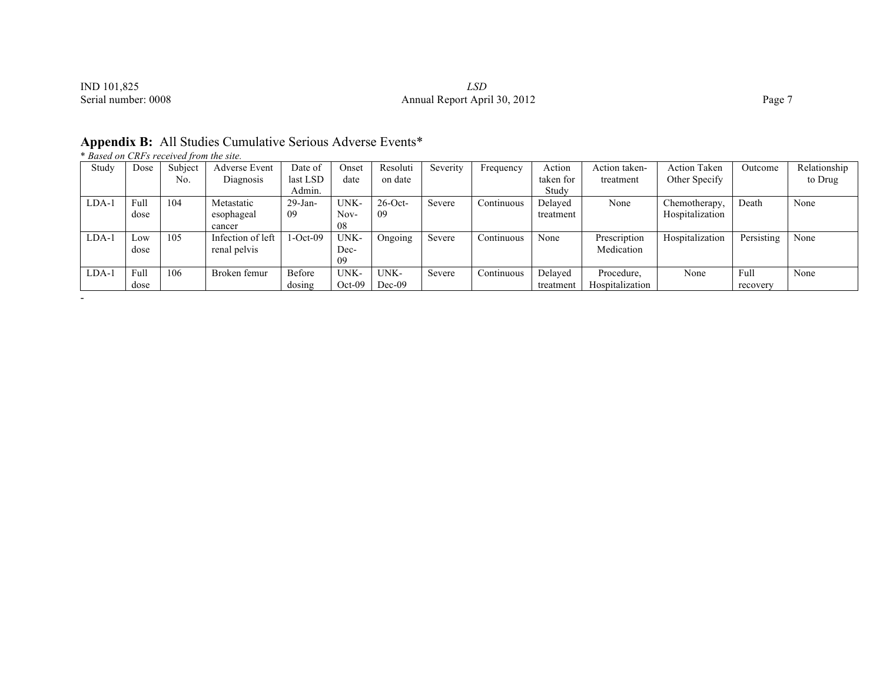## **Appendix B:** All Studies Cumulative Serious Adverse Events*

*\* Based on CRFs received from the site.*

| Study | Dose | Subject No. | Adverse Event Diagnosis | Date of last LSD Admin. | Onset date | Resolution date | Severity | Frequency | Action taken for Study | Action taken-treatment | Action Taken Other Specify | Outcome | Relationship to Drug |
|---|---|---|---|---|---|---|---|---|---|---|---|---|---|
| LDA-1 | Full dose | 104 | Metastatic esophageal cancer | 29-Jan-09 | UNK-Nov-08 | 26-Oct-09 | Severe | Continuous | Delayed treatment | None | Chemotherapy, Hospitalization | Death | None |
| LDA-1 | Low dose | 105 | Infection of left renal pelvis | 1-Oct-09 | UNK-Dec-09 | Ongoing | Severe | Continuous | None | Prescription Medication | Hospitalization | Persisting | None |
| LDA-1 | Full dose | 106 | Broken femur | Before dosing | UNK-Oct-09 | UNK-Dec-09 | Severe | Continuous | Delayed treatment | Procedure, Hospitalization | None | Full recovery | None |

-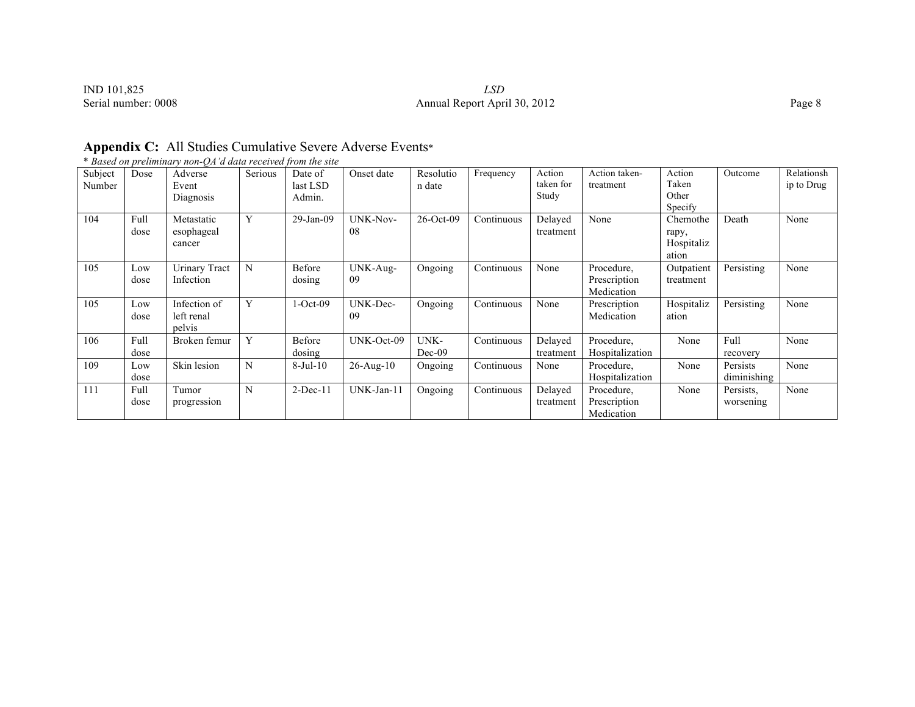## **Appendix C:** All Studies Cumulative Severe Adverse Events*

*\* Based on preliminary non-QA'd data received from the site*

| Subject Number | Dose | Adverse Event Diagnosis | Serious | Date of last LSD Admin. | Onset date | Resolution date | Frequency | Action taken for Study | Action taken-treatment | Action Taken Other Specify | Outcome | Relationship to Drug |
|---|---|---|---|---|---|---|---|---|---|---|---|---|
| 104 | Full dose | Metastatic esophageal cancer | Y | 29-Jan-09 | UNK-Nov-08 | 26-Oct-09 | Continuous | Delayed treatment | None | Chemotherapy, Hospitalization | Death | None |
| 105 | Low dose | Urinary Tract Infection | N | Before dosing | UNK-Aug-09 | Ongoing | Continuous | None | Procedure, Prescription Medication | Outpatient treatment | Persisting | None |
| 105 | Low dose | Infection of left renal pelvis | Y | 1-Oct-09 | UNK-Dec-09 | Ongoing | Continuous | None | Prescription Medication | Hospitalization | Persisting | None |
| 106 | Full dose | Broken femur | Y | Before dosing | UNK-Oct-09 | UNK-Dec-09 | Continuous | Delayed treatment | Procedure, Hospitalization | None | Full recovery | None |
| 109 | Low dose | Skin lesion | N | 8-Jul-10 | 26-Aug-10 | Ongoing | Continuous | None | Procedure, Hospitalization | None | Persists diminishing | None |
| 111 | Full dose | Tumor progression | N | 2-Dec-11 | UNK-Jan-11 | Ongoing | Continuous | Delayed treatment | Procedure, Prescription Medication | None | Persists, worsening | None |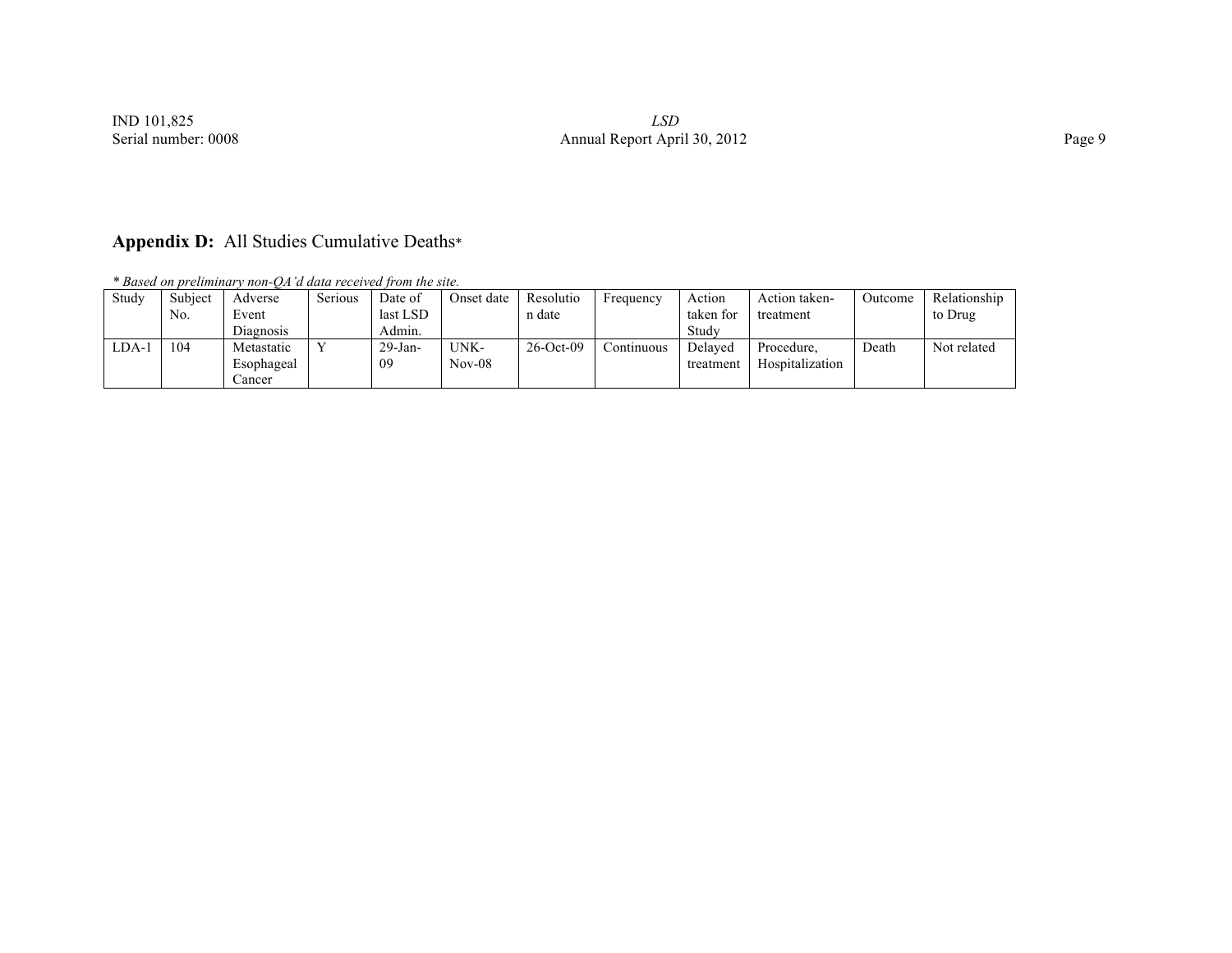## **Appendix D:** All Studies Cumulative Deaths*

*\* Based on preliminary non-QA'd data received from the site.*

| Study | Subject No. | Adverse Event Diagnosis | Serious | Date of last LSD Admin. | Onset date | Resolution date | Frequency | Action taken for Study | Action taken-treatment | Outcome | Relationship to Drug |
|---|---|---|---|---|---|---|---|---|---|---|---|
| LDA-1 | 104 | Metastatic Esophageal Cancer | Y | 29-Jan-09 | UNK-Nov-08 | 26-Oct-09 | Continuous | Delayed treatment | Procedure, Hospitalization | Death | Not related |